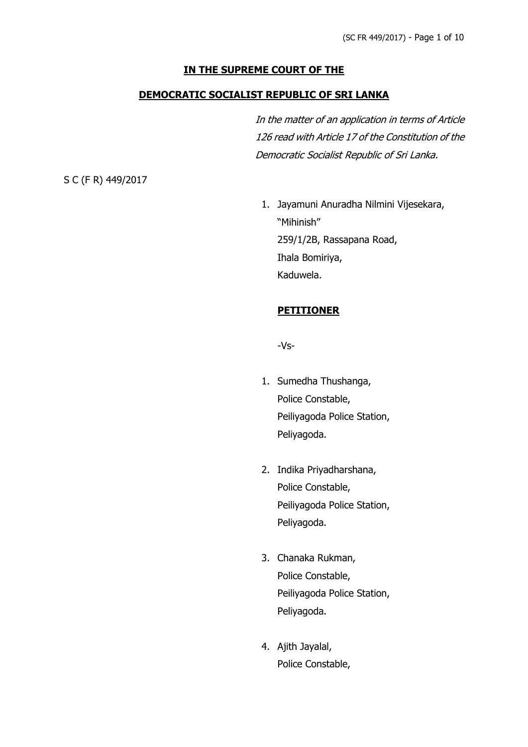**IN THE SUPREME COURT OF THE**

**DEMOCRATIC SOCIALIST REPUBLIC OF SRI LANKA**

*In the matter of an application in terms of Article 126 read with Article 17 of the Constitution of the Democratic Socialist Republic of Sri Lanka.*

S C (F R) 449/2017

1. Jayamuni Anuradha Nilmini Vijesekara,
   "Mihinish"
   259/1/2B, Rassapana Road,
   Ihala Bomiriya,
   Kaduwela.

**PETITIONER**

-Vs-

1. Sumedha Thushanga,
   Police Constable,
   Peiliyagoda Police Station,
   Peliyagoda.

2. Indika Priyadharshana,
   Police Constable,
   Peiliyagoda Police Station,
   Peliyagoda.

3. Chanaka Rukman,
   Police Constable,
   Peiliyagoda Police Station,
   Peliyagoda.

4. Ajith Jayalal,
   Police Constable,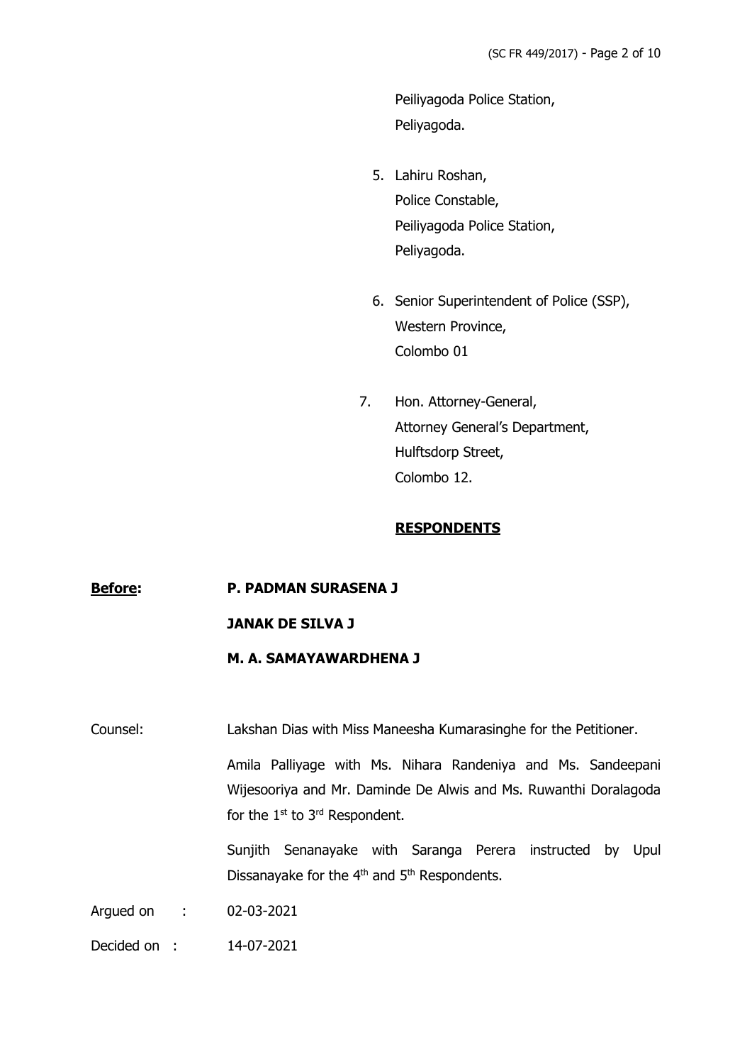Peiliyagoda Police Station,
Peliyagoda.

5. Lahiru Roshan,
   Police Constable,
   Peiliyagoda Police Station,
   Peliyagoda.

6. Senior Superintendent of Police (SSP),
   Western Province,
   Colombo 01

7. Hon. Attorney-General,
   Attorney General's Department,
   Hulftsdorp Street,
   Colombo 12.

**RESPONDENTS**

**Before:** **P. PADMAN SURASENA J**

**JANAK DE SILVA J**

**M. A. SAMAYAWARDHENA J**

Counsel: Lakshan Dias with Miss Maneesha Kumarasinghe for the Petitioner.

Amila Palliyage with Ms. Nihara Randeniya and Ms. Sandeepani Wijesooriya and Mr. Daminde De Alwis and Ms. Ruwanthi Doralagoda for the 1st to 3rd Respondent.

Sunjith Senanayake with Saranga Perera instructed by Upul Dissanayake for the 4th and 5th Respondents.

Argued on : 02-03-2021

Decided on : 14-07-2021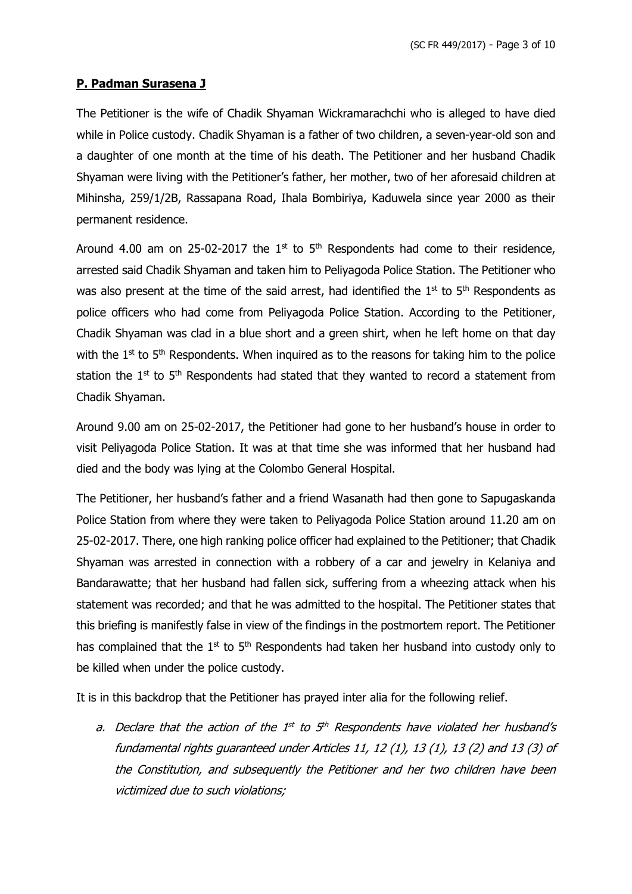**P. Padman Surasena J**

The Petitioner is the wife of Chadik Shyaman Wickramarachchi who is alleged to have died while in Police custody. Chadik Shyaman is a father of two children, a seven-year-old son and a daughter of one month at the time of his death. The Petitioner and her husband Chadik Shyaman were living with the Petitioner's father, her mother, two of her aforesaid children at Mihinsha, 259/1/2B, Rassapana Road, Ihala Bombiriya, Kaduwela since year 2000 as their permanent residence.

Around 4.00 am on 25-02-2017 the 1st to 5th Respondents had come to their residence, arrested said Chadik Shyaman and taken him to Peliyagoda Police Station. The Petitioner who was also present at the time of the said arrest, had identified the 1st to 5th Respondents as police officers who had come from Peliyagoda Police Station. According to the Petitioner, Chadik Shyaman was clad in a blue short and a green shirt, when he left home on that day with the 1st to 5th Respondents. When inquired as to the reasons for taking him to the police station the 1st to 5th Respondents had stated that they wanted to record a statement from Chadik Shyaman.

Around 9.00 am on 25-02-2017, the Petitioner had gone to her husband's house in order to visit Peliyagoda Police Station. It was at that time she was informed that her husband had died and the body was lying at the Colombo General Hospital.

The Petitioner, her husband's father and a friend Wasanath had then gone to Sapugaskanda Police Station from where they were taken to Peliyagoda Police Station around 11.20 am on 25-02-2017. There, one high ranking police officer had explained to the Petitioner; that Chadik Shyaman was arrested in connection with a robbery of a car and jewelry in Kelaniya and Bandarawatte; that her husband had fallen sick, suffering from a wheezing attack when his statement was recorded; and that he was admitted to the hospital. The Petitioner states that this briefing is manifestly false in view of the findings in the postmortem report. The Petitioner has complained that the 1st to 5th Respondents had taken her husband into custody only to be killed when under the police custody.

It is in this backdrop that the Petitioner has prayed inter alia for the following relief.

a. *Declare that the action of the 1st to 5th Respondents have violated her husband's fundamental rights guaranteed under Articles 11, 12 (1), 13 (1), 13 (2) and 13 (3) of the Constitution, and subsequently the Petitioner and her two children have been victimized due to such violations;*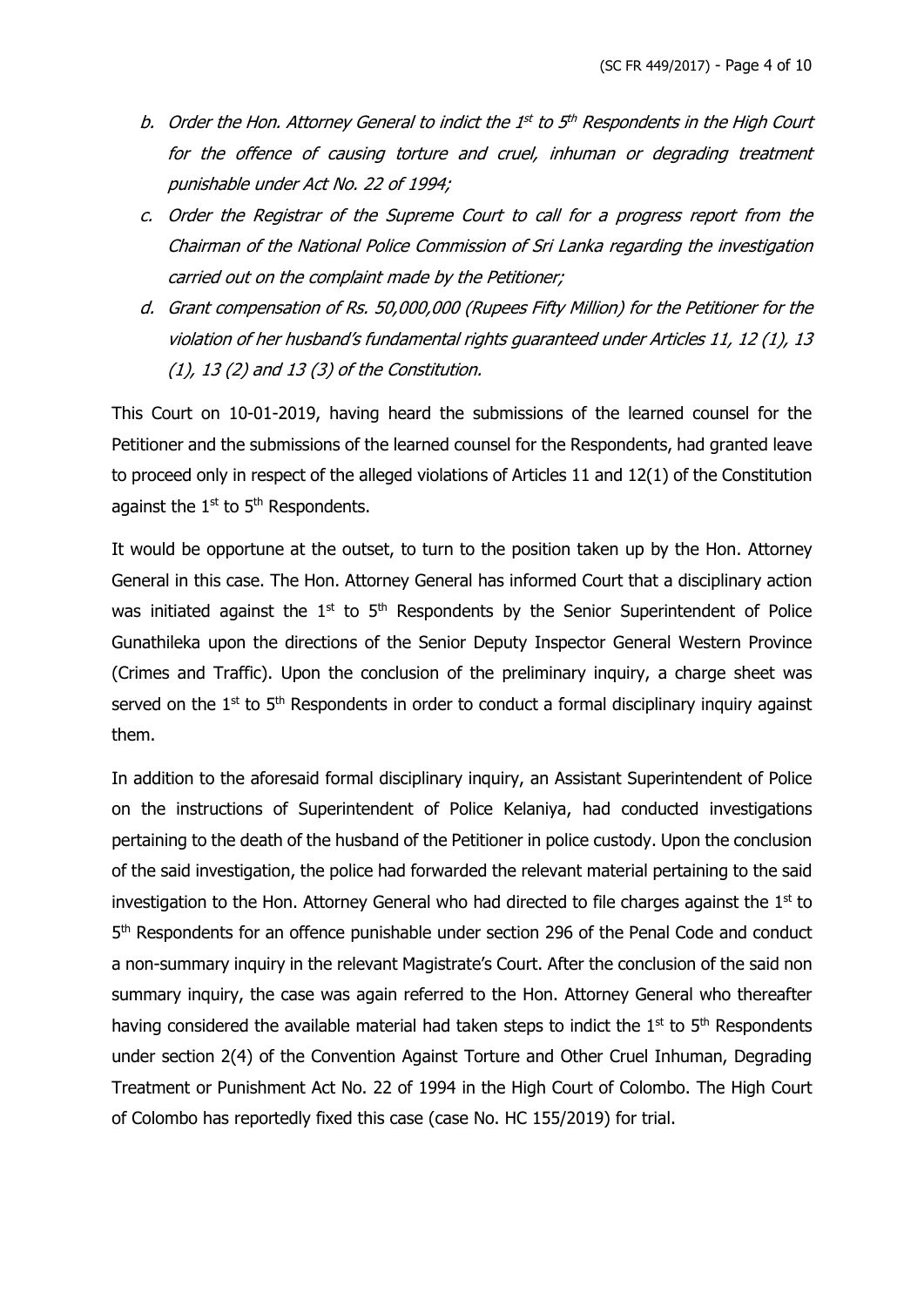b. *Order the Hon. Attorney General to indict the 1st to 5th Respondents in the High Court for the offence of causing torture and cruel, inhuman or degrading treatment punishable under Act No. 22 of 1994;*

c. *Order the Registrar of the Supreme Court to call for a progress report from the Chairman of the National Police Commission of Sri Lanka regarding the investigation carried out on the complaint made by the Petitioner;*

d. *Grant compensation of Rs. 50,000,000 (Rupees Fifty Million) for the Petitioner for the violation of her husband's fundamental rights guaranteed under Articles 11, 12 (1), 13 (1), 13 (2) and 13 (3) of the Constitution.*

This Court on 10-01-2019, having heard the submissions of the learned counsel for the Petitioner and the submissions of the learned counsel for the Respondents, had granted leave to proceed only in respect of the alleged violations of Articles 11 and 12(1) of the Constitution against the 1st to 5th Respondents.

It would be opportune at the outset, to turn to the position taken up by the Hon. Attorney General in this case. The Hon. Attorney General has informed Court that a disciplinary action was initiated against the 1st to 5th Respondents by the Senior Superintendent of Police Gunathileka upon the directions of the Senior Deputy Inspector General Western Province (Crimes and Traffic). Upon the conclusion of the preliminary inquiry, a charge sheet was served on the 1st to 5th Respondents in order to conduct a formal disciplinary inquiry against them.

In addition to the aforesaid formal disciplinary inquiry, an Assistant Superintendent of Police on the instructions of Superintendent of Police Kelaniya, had conducted investigations pertaining to the death of the husband of the Petitioner in police custody. Upon the conclusion of the said investigation, the police had forwarded the relevant material pertaining to the said investigation to the Hon. Attorney General who had directed to file charges against the 1st to 5th Respondents for an offence punishable under section 296 of the Penal Code and conduct a non-summary inquiry in the relevant Magistrate's Court. After the conclusion of the said non summary inquiry, the case was again referred to the Hon. Attorney General who thereafter having considered the available material had taken steps to indict the 1st to 5th Respondents under section 2(4) of the Convention Against Torture and Other Cruel Inhuman, Degrading Treatment or Punishment Act No. 22 of 1994 in the High Court of Colombo. The High Court of Colombo has reportedly fixed this case (case No. HC 155/2019) for trial.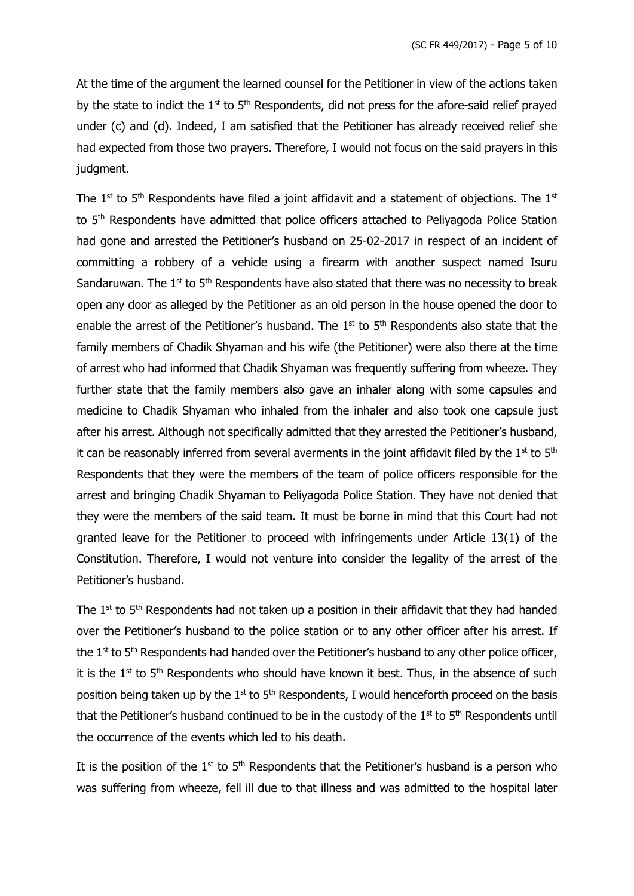At the time of the argument the learned counsel for the Petitioner in view of the actions taken by the state to indict the 1st to 5th Respondents, did not press for the afore-said relief prayed under (c) and (d). Indeed, I am satisfied that the Petitioner has already received relief she had expected from those two prayers. Therefore, I would not focus on the said prayers in this judgment.

The 1st to 5th Respondents have filed a joint affidavit and a statement of objections. The 1st to 5th Respondents have admitted that police officers attached to Peliyagoda Police Station had gone and arrested the Petitioner's husband on 25-02-2017 in respect of an incident of committing a robbery of a vehicle using a firearm with another suspect named Isuru Sandaruwan. The 1st to 5th Respondents have also stated that there was no necessity to break open any door as alleged by the Petitioner as an old person in the house opened the door to enable the arrest of the Petitioner's husband. The 1st to 5th Respondents also state that the family members of Chadik Shyaman and his wife (the Petitioner) were also there at the time of arrest who had informed that Chadik Shyaman was frequently suffering from wheeze. They further state that the family members also gave an inhaler along with some capsules and medicine to Chadik Shyaman who inhaled from the inhaler and also took one capsule just after his arrest. Although not specifically admitted that they arrested the Petitioner's husband, it can be reasonably inferred from several averments in the joint affidavit filed by the 1st to 5th Respondents that they were the members of the team of police officers responsible for the arrest and bringing Chadik Shyaman to Peliyagoda Police Station. They have not denied that they were the members of the said team. It must be borne in mind that this Court had not granted leave for the Petitioner to proceed with infringements under Article 13(1) of the Constitution. Therefore, I would not venture into consider the legality of the arrest of the Petitioner's husband.

The 1st to 5th Respondents had not taken up a position in their affidavit that they had handed over the Petitioner's husband to the police station or to any other officer after his arrest. If the 1st to 5th Respondents had handed over the Petitioner's husband to any other police officer, it is the 1st to 5th Respondents who should have known it best. Thus, in the absence of such position being taken up by the 1st to 5th Respondents, I would henceforth proceed on the basis that the Petitioner's husband continued to be in the custody of the 1st to 5th Respondents until the occurrence of the events which led to his death.

It is the position of the 1st to 5th Respondents that the Petitioner's husband is a person who was suffering from wheeze, fell ill due to that illness and was admitted to the hospital later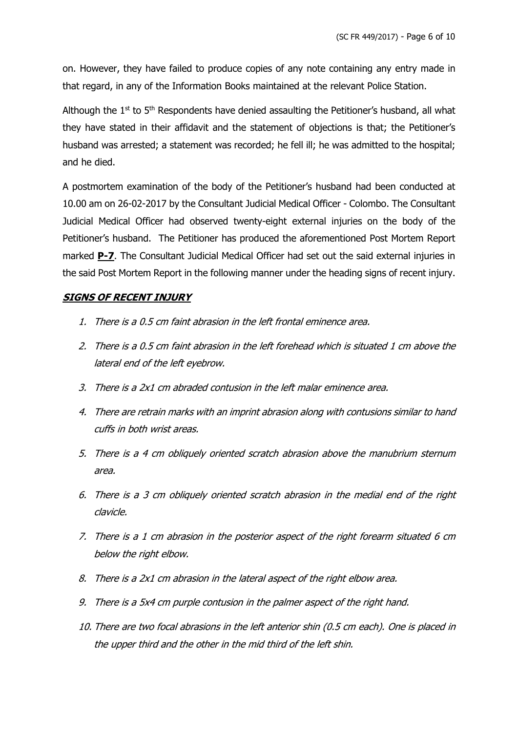on. However, they have failed to produce copies of any note containing any entry made in that regard, in any of the Information Books maintained at the relevant Police Station.

Although the 1st to 5th Respondents have denied assaulting the Petitioner's husband, all what they have stated in their affidavit and the statement of objections is that; the Petitioner's husband was arrested; a statement was recorded; he fell ill; he was admitted to the hospital; and he died.

A postmortem examination of the body of the Petitioner's husband had been conducted at 10.00 am on 26-02-2017 by the Consultant Judicial Medical Officer - Colombo. The Consultant Judicial Medical Officer had observed twenty-eight external injuries on the body of the Petitioner's husband. The Petitioner has produced the aforementioned Post Mortem Report marked **P-7**. The Consultant Judicial Medical Officer had set out the said external injuries in the said Post Mortem Report in the following manner under the heading signs of recent injury.

***SIGNS OF RECENT INJURY***

1. *There is a 0.5 cm faint abrasion in the left frontal eminence area.*
2. *There is a 0.5 cm faint abrasion in the left forehead which is situated 1 cm above the lateral end of the left eyebrow.*
3. *There is a 2x1 cm abraded contusion in the left malar eminence area.*
4. *There are retrain marks with an imprint abrasion along with contusions similar to hand cuffs in both wrist areas.*
5. *There is a 4 cm obliquely oriented scratch abrasion above the manubrium sternum area.*
6. *There is a 3 cm obliquely oriented scratch abrasion in the medial end of the right clavicle.*
7. *There is a 1 cm abrasion in the posterior aspect of the right forearm situated 6 cm below the right elbow.*
8. *There is a 2x1 cm abrasion in the lateral aspect of the right elbow area.*
9. *There is a 5x4 cm purple contusion in the palmer aspect of the right hand.*
10. *There are two focal abrasions in the left anterior shin (0.5 cm each). One is placed in the upper third and the other in the mid third of the left shin.*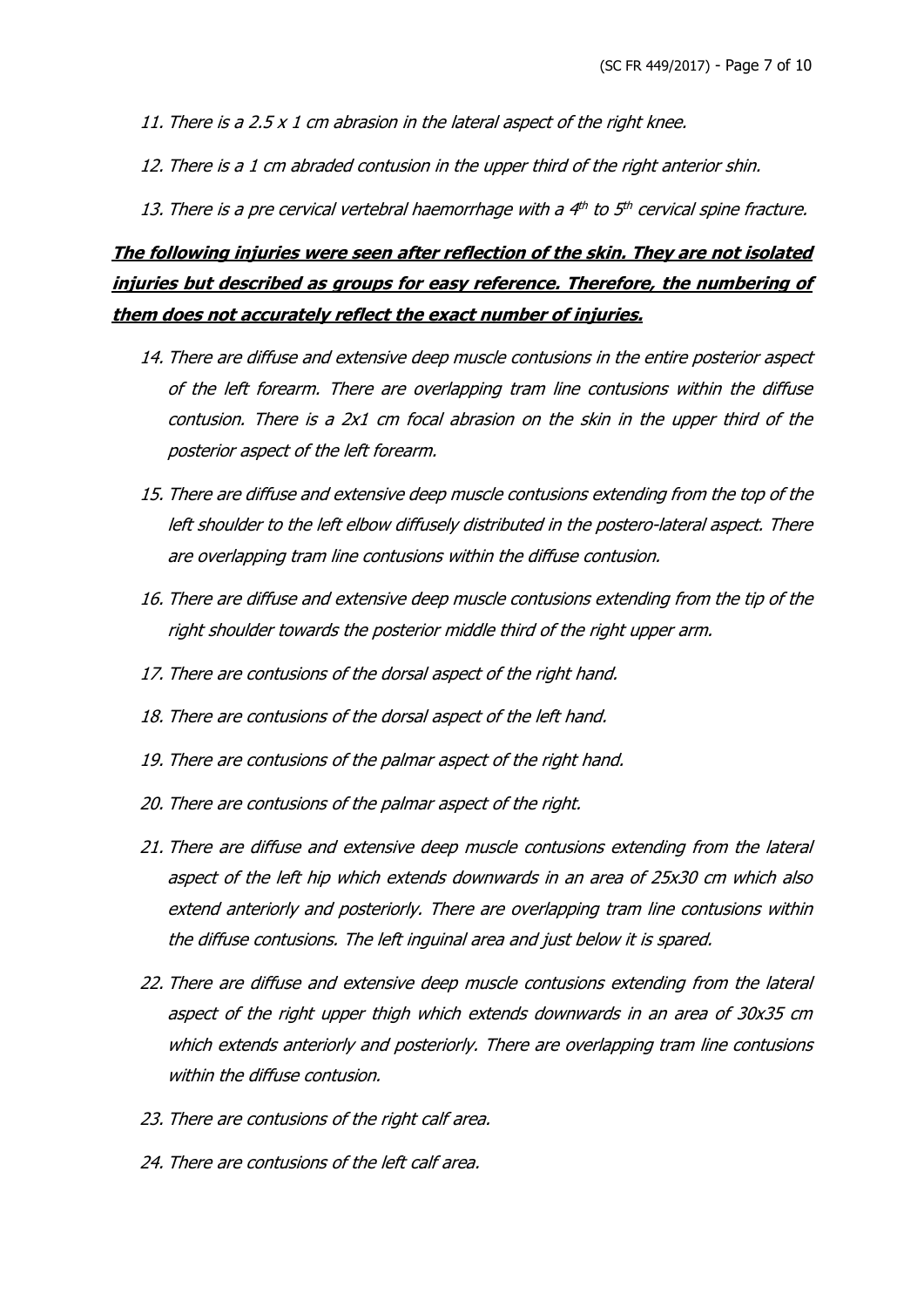*11. There is a 2.5 x 1 cm abrasion in the lateral aspect of the right knee.*

*12. There is a 1 cm abraded contusion in the upper third of the right anterior shin.*

*13. There is a pre cervical vertebral haemorrhage with a $4^{th}$ to $5^{th}$ cervical spine fracture.*

***<u>The following injuries were seen after reflection of the skin. They are not isolated injuries but described as groups for easy reference. Therefore, the numbering of them does not accurately reflect the exact number of injuries.</u>***

*14. There are diffuse and extensive deep muscle contusions in the entire posterior aspect of the left forearm. There are overlapping tram line contusions within the diffuse contusion. There is a 2x1 cm focal abrasion on the skin in the upper third of the posterior aspect of the left forearm.*

*15. There are diffuse and extensive deep muscle contusions extending from the top of the left shoulder to the left elbow diffusely distributed in the postero-lateral aspect. There are overlapping tram line contusions within the diffuse contusion.*

*16. There are diffuse and extensive deep muscle contusions extending from the tip of the right shoulder towards the posterior middle third of the right upper arm.*

*17. There are contusions of the dorsal aspect of the right hand.*

*18. There are contusions of the dorsal aspect of the left hand.*

*19. There are contusions of the palmar aspect of the right hand.*

*20. There are contusions of the palmar aspect of the right.*

*21. There are diffuse and extensive deep muscle contusions extending from the lateral aspect of the left hip which extends downwards in an area of 25x30 cm which also extend anteriorly and posteriorly. There are overlapping tram line contusions within the diffuse contusions. The left inguinal area and just below it is spared.*

*22. There are diffuse and extensive deep muscle contusions extending from the lateral aspect of the right upper thigh which extends downwards in an area of 30x35 cm which extends anteriorly and posteriorly. There are overlapping tram line contusions within the diffuse contusion.*

*23. There are contusions of the right calf area.*

*24. There are contusions of the left calf area.*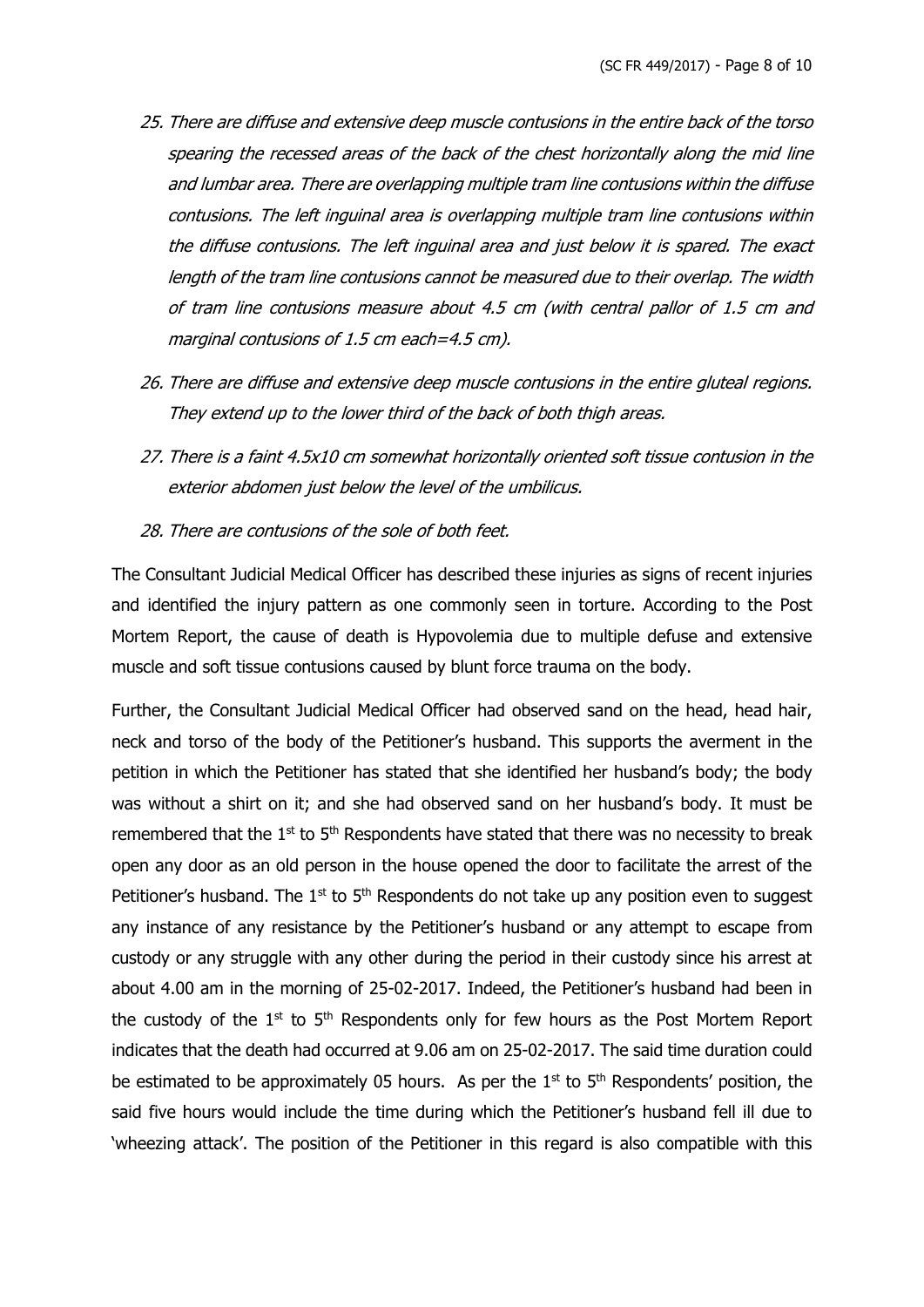25. *There are diffuse and extensive deep muscle contusions in the entire back of the torso spearing the recessed areas of the back of the chest horizontally along the mid line and lumbar area. There are overlapping multiple tram line contusions within the diffuse contusions. The left inguinal area is overlapping multiple tram line contusions within the diffuse contusions. The left inguinal area and just below it is spared. The exact length of the tram line contusions cannot be measured due to their overlap. The width of tram line contusions measure about 4.5 cm (with central pallor of 1.5 cm and marginal contusions of 1.5 cm each=4.5 cm).*

26. *There are diffuse and extensive deep muscle contusions in the entire gluteal regions. They extend up to the lower third of the back of both thigh areas.*

27. *There is a faint 4.5x10 cm somewhat horizontally oriented soft tissue contusion in the exterior abdomen just below the level of the umbilicus.*

28. *There are contusions of the sole of both feet.*

The Consultant Judicial Medical Officer has described these injuries as signs of recent injuries and identified the injury pattern as one commonly seen in torture. According to the Post Mortem Report, the cause of death is Hypovolemia due to multiple defuse and extensive muscle and soft tissue contusions caused by blunt force trauma on the body.

Further, the Consultant Judicial Medical Officer had observed sand on the head, head hair, neck and torso of the body of the Petitioner's husband. This supports the averment in the petition in which the Petitioner has stated that she identified her husband's body; the body was without a shirt on it; and she had observed sand on her husband's body. It must be remembered that the 1st to 5th Respondents have stated that there was no necessity to break open any door as an old person in the house opened the door to facilitate the arrest of the Petitioner's husband. The 1st to 5th Respondents do not take up any position even to suggest any instance of any resistance by the Petitioner's husband or any attempt to escape from custody or any struggle with any other during the period in their custody since his arrest at about 4.00 am in the morning of 25-02-2017. Indeed, the Petitioner's husband had been in the custody of the 1st to 5th Respondents only for few hours as the Post Mortem Report indicates that the death had occurred at 9.06 am on 25-02-2017. The said time duration could be estimated to be approximately 05 hours. As per the 1st to 5th Respondents' position, the said five hours would include the time during which the Petitioner's husband fell ill due to 'wheezing attack'. The position of the Petitioner in this regard is also compatible with this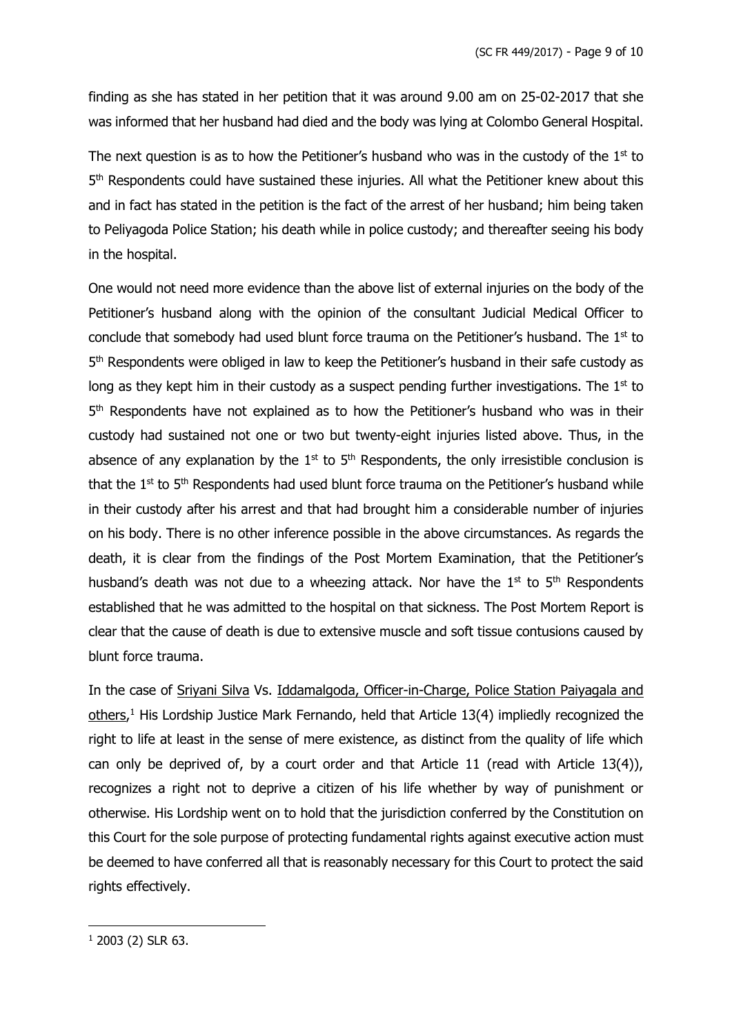finding as she has stated in her petition that it was around 9.00 am on 25-02-2017 that she was informed that her husband had died and the body was lying at Colombo General Hospital.

The next question is as to how the Petitioner's husband who was in the custody of the 1st to 5th Respondents could have sustained these injuries. All what the Petitioner knew about this and in fact has stated in the petition is the fact of the arrest of her husband; him being taken to Peliyagoda Police Station; his death while in police custody; and thereafter seeing his body in the hospital.

One would not need more evidence than the above list of external injuries on the body of the Petitioner's husband along with the opinion of the consultant Judicial Medical Officer to conclude that somebody had used blunt force trauma on the Petitioner's husband. The 1st to 5th Respondents were obliged in law to keep the Petitioner's husband in their safe custody as long as they kept him in their custody as a suspect pending further investigations. The 1st to 5th Respondents have not explained as to how the Petitioner's husband who was in their custody had sustained not one or two but twenty-eight injuries listed above. Thus, in the absence of any explanation by the 1st to 5th Respondents, the only irresistible conclusion is that the 1st to 5th Respondents had used blunt force trauma on the Petitioner's husband while in their custody after his arrest and that had brought him a considerable number of injuries on his body. There is no other inference possible in the above circumstances. As regards the death, it is clear from the findings of the Post Mortem Examination, that the Petitioner's husband's death was not due to a wheezing attack. Nor have the 1st to 5th Respondents established that he was admitted to the hospital on that sickness. The Post Mortem Report is clear that the cause of death is due to extensive muscle and soft tissue contusions caused by blunt force trauma.

In the case of Sriyani Silva Vs. Iddamalgoda, Officer-in-Charge, Police Station Paiyagala and others,[1] His Lordship Justice Mark Fernando, held that Article 13(4) impliedly recognized the right to life at least in the sense of mere existence, as distinct from the quality of life which can only be deprived of, by a court order and that Article 11 (read with Article 13(4)), recognizes a right not to deprive a citizen of his life whether by way of punishment or otherwise. His Lordship went on to hold that the jurisdiction conferred by the Constitution on this Court for the sole purpose of protecting fundamental rights against executive action must be deemed to have conferred all that is reasonably necessary for this Court to protect the said rights effectively.

---

[1] 2003 (2) SLR 63.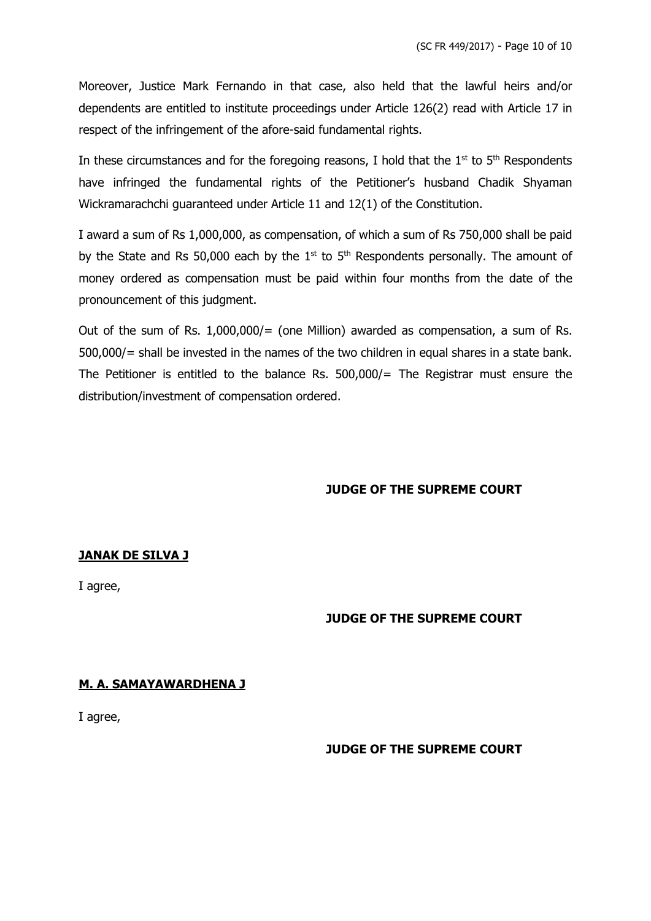Moreover, Justice Mark Fernando in that case, also held that the lawful heirs and/or dependents are entitled to institute proceedings under Article 126(2) read with Article 17 in respect of the infringement of the afore-said fundamental rights.

In these circumstances and for the foregoing reasons, I hold that the 1st to 5th Respondents have infringed the fundamental rights of the Petitioner's husband Chadik Shyaman Wickramarachchi guaranteed under Article 11 and 12(1) of the Constitution.

I award a sum of Rs 1,000,000, as compensation, of which a sum of Rs 750,000 shall be paid by the State and Rs 50,000 each by the 1st to 5th Respondents personally. The amount of money ordered as compensation must be paid within four months from the date of the pronouncement of this judgment.

Out of the sum of Rs. 1,000,000/= (one Million) awarded as compensation, a sum of Rs. 500,000/= shall be invested in the names of the two children in equal shares in a state bank. The Petitioner is entitled to the balance Rs. 500,000/= The Registrar must ensure the distribution/investment of compensation ordered.

**JUDGE OF THE SUPREME COURT**

**JANAK DE SILVA J**

I agree,

**JUDGE OF THE SUPREME COURT**

**M. A. SAMAYAWARDHENA J**

I agree,

**JUDGE OF THE SUPREME COURT**